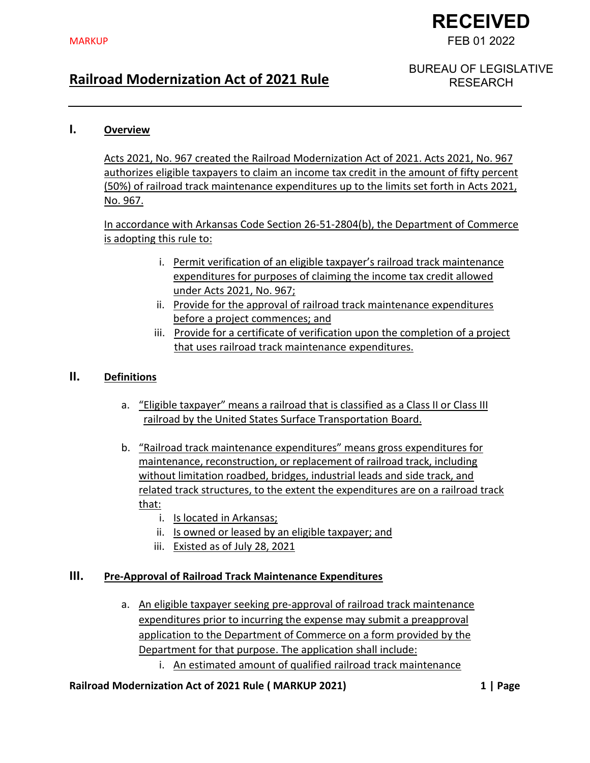MARKUP

**RECEIVED**
FEB 01 2022

BUREAU OF LEGISLATIVE RESEARCH

# Railroad Modernization Act of 2021 Rule

## I. Overview

Acts 2021, No. 967 created the Railroad Modernization Act of 2021. Acts 2021, No. 967 authorizes eligible taxpayers to claim an income tax credit in the amount of fifty percent (50%) of railroad track maintenance expenditures up to the limits set forth in Acts 2021, No. 967.

In accordance with Arkansas Code Section 26-51-2804(b), the Department of Commerce is adopting this rule to:

i. Permit verification of an eligible taxpayer's railroad track maintenance expenditures for purposes of claiming the income tax credit allowed under Acts 2021, No. 967;
ii. Provide for the approval of railroad track maintenance expenditures before a project commences; and
iii. Provide for a certificate of verification upon the completion of a project that uses railroad track maintenance expenditures.

## II. Definitions

a. "Eligible taxpayer" means a railroad that is classified as a Class II or Class III railroad by the United States Surface Transportation Board.

b. "Railroad track maintenance expenditures" means gross expenditures for maintenance, reconstruction, or replacement of railroad track, including without limitation roadbed, bridges, industrial leads and side track, and related track structures, to the extent the expenditures are on a railroad track that:
   i. Is located in Arkansas;
   ii. Is owned or leased by an eligible taxpayer; and
   iii. Existed as of July 28, 2021

## III. Pre-Approval of Railroad Track Maintenance Expenditures

a. An eligible taxpayer seeking pre-approval of railroad track maintenance expenditures prior to incurring the expense may submit a preapproval application to the Department of Commerce on a form provided by the Department for that purpose. The application shall include:
   i. An estimated amount of qualified railroad track maintenance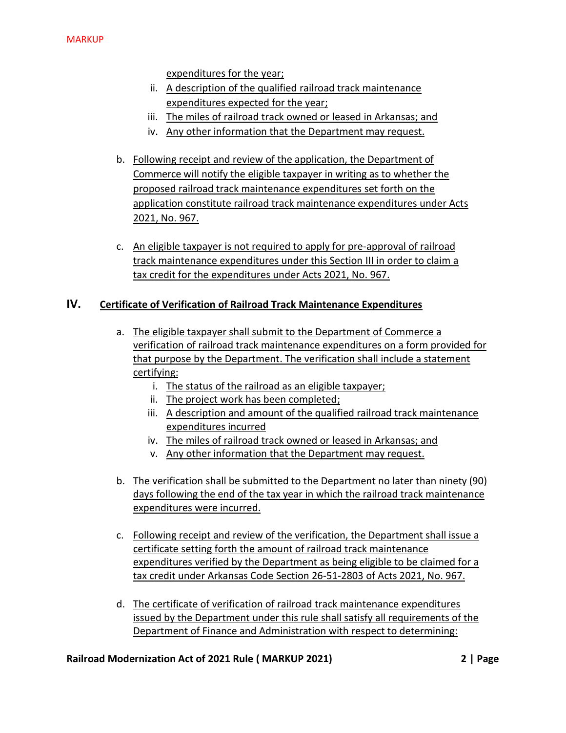expenditures for the year;

ii. A description of the qualified railroad track maintenance expenditures expected for the year;

iii. The miles of railroad track owned or leased in Arkansas; and

iv. Any other information that the Department may request.

b. Following receipt and review of the application, the Department of Commerce will notify the eligible taxpayer in writing as to whether the proposed railroad track maintenance expenditures set forth on the application constitute railroad track maintenance expenditures under Acts 2021, No. 967.

c. An eligible taxpayer is not required to apply for pre-approval of railroad track maintenance expenditures under this Section III in order to claim a tax credit for the expenditures under Acts 2021, No. 967.

## IV. Certificate of Verification of Railroad Track Maintenance Expenditures

a. The eligible taxpayer shall submit to the Department of Commerce a verification of railroad track maintenance expenditures on a form provided for that purpose by the Department. The verification shall include a statement certifying:

i. The status of the railroad as an eligible taxpayer;

ii. The project work has been completed;

iii. A description and amount of the qualified railroad track maintenance expenditures incurred

iv. The miles of railroad track owned or leased in Arkansas; and

v. Any other information that the Department may request.

b. The verification shall be submitted to the Department no later than ninety (90) days following the end of the tax year in which the railroad track maintenance expenditures were incurred.

c. Following receipt and review of the verification, the Department shall issue a certificate setting forth the amount of railroad track maintenance expenditures verified by the Department as being eligible to be claimed for a tax credit under Arkansas Code Section 26-51-2803 of Acts 2021, No. 967.

d. The certificate of verification of railroad track maintenance expenditures issued by the Department under this rule shall satisfy all requirements of the Department of Finance and Administration with respect to determining: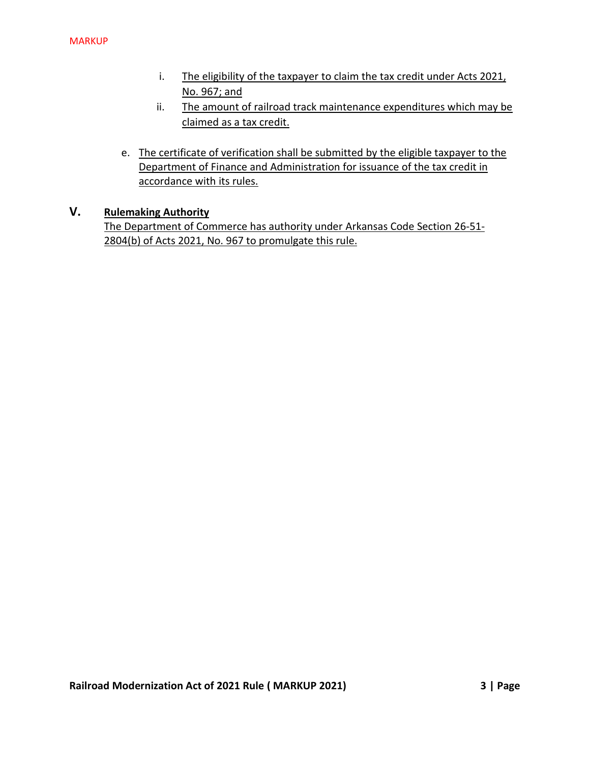i. The eligibility of the taxpayer to claim the tax credit under Acts 2021, No. 967; and

ii. The amount of railroad track maintenance expenditures which may be claimed as a tax credit.

e. The certificate of verification shall be submitted by the eligible taxpayer to the Department of Finance and Administration for issuance of the tax credit in accordance with its rules.

## V. Rulemaking Authority

The Department of Commerce has authority under Arkansas Code Section 26-51-2804(b) of Acts 2021, No. 967 to promulgate this rule.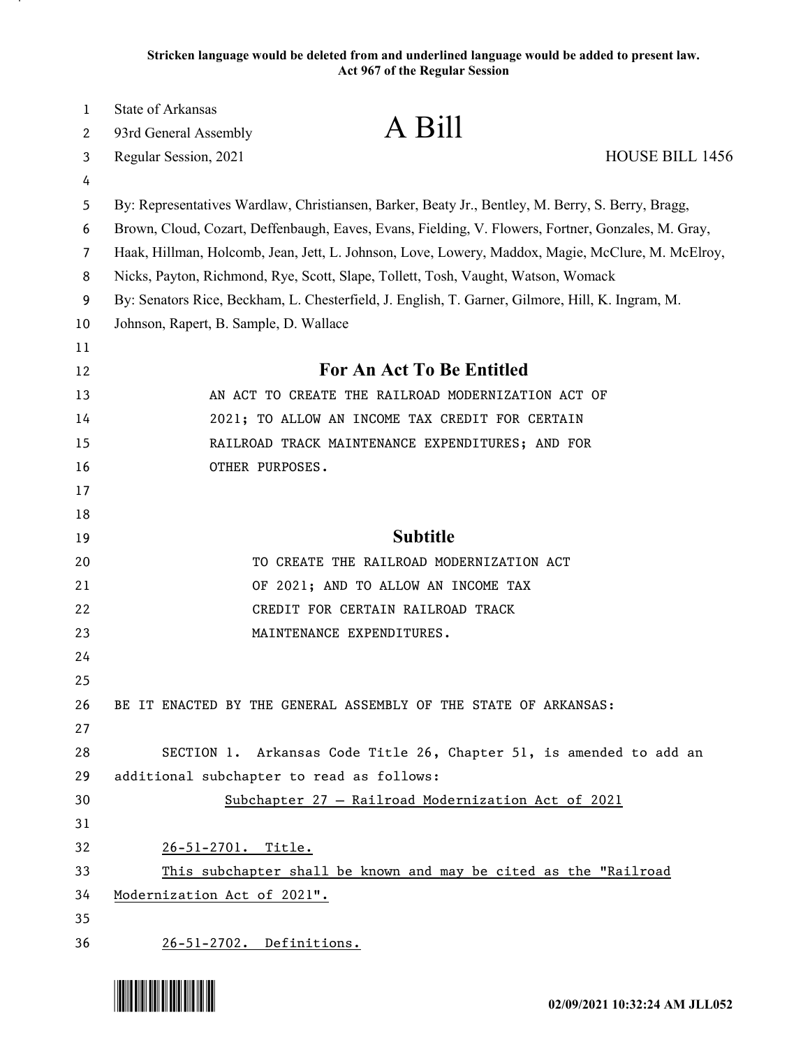**Stricken language would be deleted from and underlined language would be added to present law.**
**Act 967 of the Regular Session**

State of Arkansas
93rd General Assembly
Regular Session, 2021

# A Bill

HOUSE BILL 1456

By: Representatives Wardlaw, Christiansen, Barker, Beaty Jr., Bentley, M. Berry, S. Berry, Bragg, Brown, Cloud, Cozart, Deffenbaugh, Eaves, Evans, Fielding, V. Flowers, Fortner, Gonzales, M. Gray, Haak, Hillman, Holcomb, Jean, Jett, L. Johnson, Love, Lowery, Maddox, Magie, McClure, M. McElroy, Nicks, Payton, Richmond, Rye, Scott, Slape, Tollett, Tosh, Vaught, Watson, Womack

By: Senators Rice, Beckham, L. Chesterfield, J. English, T. Garner, Gilmore, Hill, K. Ingram, M. Johnson, Rapert, B. Sample, D. Wallace

## For An Act To Be Entitled

AN ACT TO CREATE THE RAILROAD MODERNIZATION ACT OF 2021; TO ALLOW AN INCOME TAX CREDIT FOR CERTAIN RAILROAD TRACK MAINTENANCE EXPENDITURES; AND FOR OTHER PURPOSES.

## Subtitle

TO CREATE THE RAILROAD MODERNIZATION ACT OF 2021; AND TO ALLOW AN INCOME TAX CREDIT FOR CERTAIN RAILROAD TRACK MAINTENANCE EXPENDITURES.

BE IT ENACTED BY THE GENERAL ASSEMBLY OF THE STATE OF ARKANSAS:

SECTION 1. Arkansas Code Title 26, Chapter 51, is amended to add an additional subchapter to read as follows:

<u>Subchapter 27 — Railroad Modernization Act of 2021</u>

<u>26-51-2701. Title.</u>

<u>This subchapter shall be known and may be cited as the "Railroad Modernization Act of 2021".</u>

<u>26-51-2702. Definitions.</u>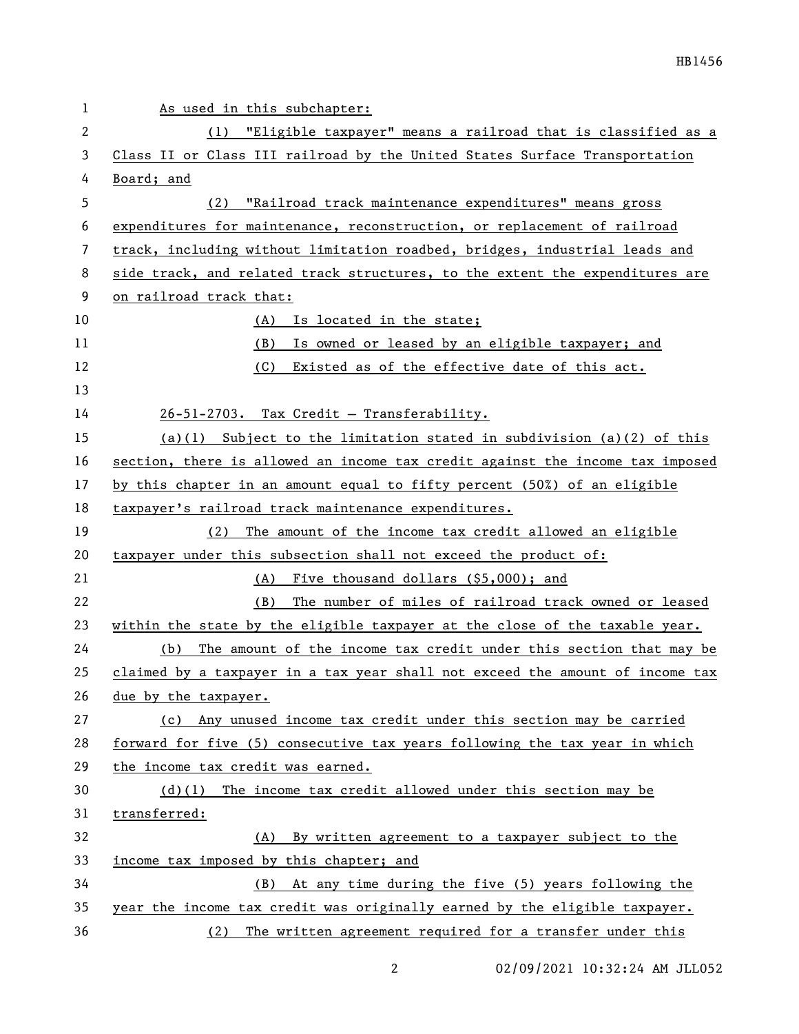As used in this subchapter:

(1) "Eligible taxpayer" means a railroad that is classified as a Class II or Class III railroad by the United States Surface Transportation Board; and

(2) "Railroad track maintenance expenditures" means gross expenditures for maintenance, reconstruction, or replacement of railroad track, including without limitation roadbed, bridges, industrial leads and side track, and related track structures, to the extent the expenditures are on railroad track that:

(A) Is located in the state;

(B) Is owned or leased by an eligible taxpayer; and

(C) Existed as of the effective date of this act.

26-51-2703. Tax Credit — Transferability.

(a)(1) Subject to the limitation stated in subdivision (a)(2) of this section, there is allowed an income tax credit against the income tax imposed by this chapter in an amount equal to fifty percent (50%) of an eligible taxpayer's railroad track maintenance expenditures.

(2) The amount of the income tax credit allowed an eligible taxpayer under this subsection shall not exceed the product of:

(A) Five thousand dollars ($5,000); and

(B) The number of miles of railroad track owned or leased within the state by the eligible taxpayer at the close of the taxable year.

(b) The amount of the income tax credit under this section that may be claimed by a taxpayer in a tax year shall not exceed the amount of income tax due by the taxpayer.

(c) Any unused income tax credit under this section may be carried forward for five (5) consecutive tax years following the tax year in which the income tax credit was earned.

(d)(1) The income tax credit allowed under this section may be transferred:

(A) By written agreement to a taxpayer subject to the income tax imposed by this chapter; and

(B) At any time during the five (5) years following the year the income tax credit was originally earned by the eligible taxpayer.

(2) The written agreement required for a transfer under this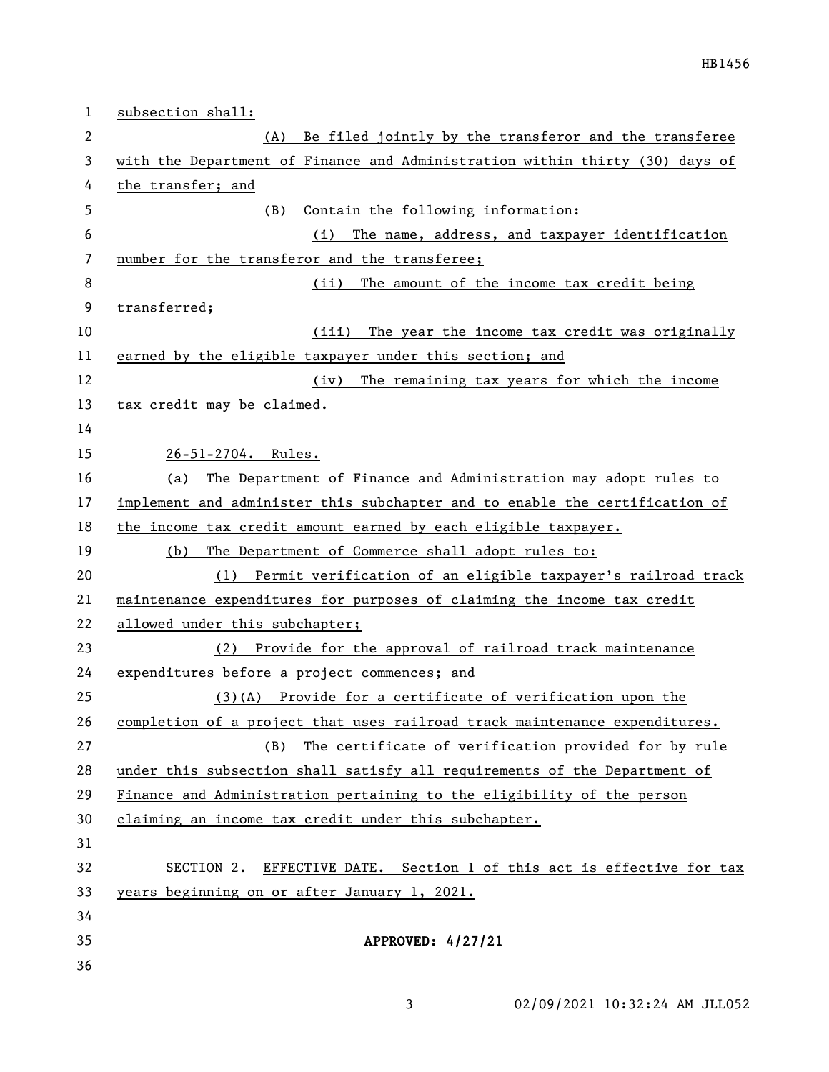subsection shall:

(A) Be filed jointly by the transferor and the transferee with the Department of Finance and Administration within thirty (30) days of the transfer; and

(B) Contain the following information:

(i) The name, address, and taxpayer identification number for the transferor and the transferee;

(ii) The amount of the income tax credit being transferred;

(iii) The year the income tax credit was originally earned by the eligible taxpayer under this section; and

(iv) The remaining tax years for which the income tax credit may be claimed.

26-51-2704. Rules.

(a) The Department of Finance and Administration may adopt rules to implement and administer this subchapter and to enable the certification of the income tax credit amount earned by each eligible taxpayer.

(b) The Department of Commerce shall adopt rules to:

(1) Permit verification of an eligible taxpayer's railroad track maintenance expenditures for purposes of claiming the income tax credit allowed under this subchapter;

(2) Provide for the approval of railroad track maintenance expenditures before a project commences; and

(3)(A) Provide for a certificate of verification upon the completion of a project that uses railroad track maintenance expenditures.

(B) The certificate of verification provided for by rule under this subsection shall satisfy all requirements of the Department of Finance and Administration pertaining to the eligibility of the person claiming an income tax credit under this subchapter.

SECTION 2. EFFECTIVE DATE. Section 1 of this act is effective for tax years beginning on or after January 1, 2021.

**APPROVED: 4/27/21**